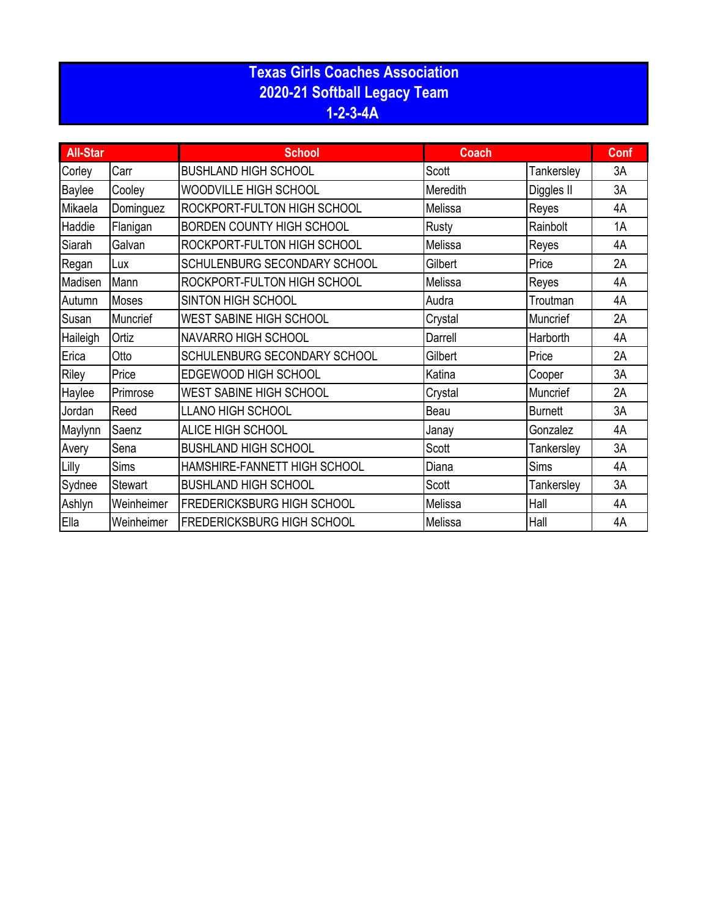# Texas Girls Coaches Association
## 2020-21 Softball Legacy Team
## 1-2-3-4A

| All-Star | | School | Coach | | Conf |
|---|---|---|---|---|---|
| Corley | Carr | BUSHLAND HIGH SCHOOL | Scott | Tankersley | 3A |
| Baylee | Cooley | WOODVILLE HIGH SCHOOL | Meredith | Diggles II | 3A |
| Mikaela | Dominguez | ROCKPORT-FULTON HIGH SCHOOL | Melissa | Reyes | 4A |
| Haddie | Flanigan | BORDEN COUNTY HIGH SCHOOL | Rusty | Rainbolt | 1A |
| Siarah | Galvan | ROCKPORT-FULTON HIGH SCHOOL | Melissa | Reyes | 4A |
| Regan | Lux | SCHULENBURG SECONDARY SCHOOL | Gilbert | Price | 2A |
| Madisen | Mann | ROCKPORT-FULTON HIGH SCHOOL | Melissa | Reyes | 4A |
| Autumn | Moses | SINTON HIGH SCHOOL | Audra | Troutman | 4A |
| Susan | Muncrief | WEST SABINE HIGH SCHOOL | Crystal | Muncrief | 2A |
| Haileigh | Ortiz | NAVARRO HIGH SCHOOL | Darrell | Harborth | 4A |
| Erica | Otto | SCHULENBURG SECONDARY SCHOOL | Gilbert | Price | 2A |
| Riley | Price | EDGEWOOD HIGH SCHOOL | Katina | Cooper | 3A |
| Haylee | Primrose | WEST SABINE HIGH SCHOOL | Crystal | Muncrief | 2A |
| Jordan | Reed | LLANO HIGH SCHOOL | Beau | Burnett | 3A |
| Maylynn | Saenz | ALICE HIGH SCHOOL | Janay | Gonzalez | 4A |
| Avery | Sena | BUSHLAND HIGH SCHOOL | Scott | Tankersley | 3A |
| Lilly | Sims | HAMSHIRE-FANNETT HIGH SCHOOL | Diana | Sims | 4A |
| Sydnee | Stewart | BUSHLAND HIGH SCHOOL | Scott | Tankersley | 3A |
| Ashlyn | Weinheimer | FREDERICKSBURG HIGH SCHOOL | Melissa | Hall | 4A |
| Ella | Weinheimer | FREDERICKSBURG HIGH SCHOOL | Melissa | Hall | 4A |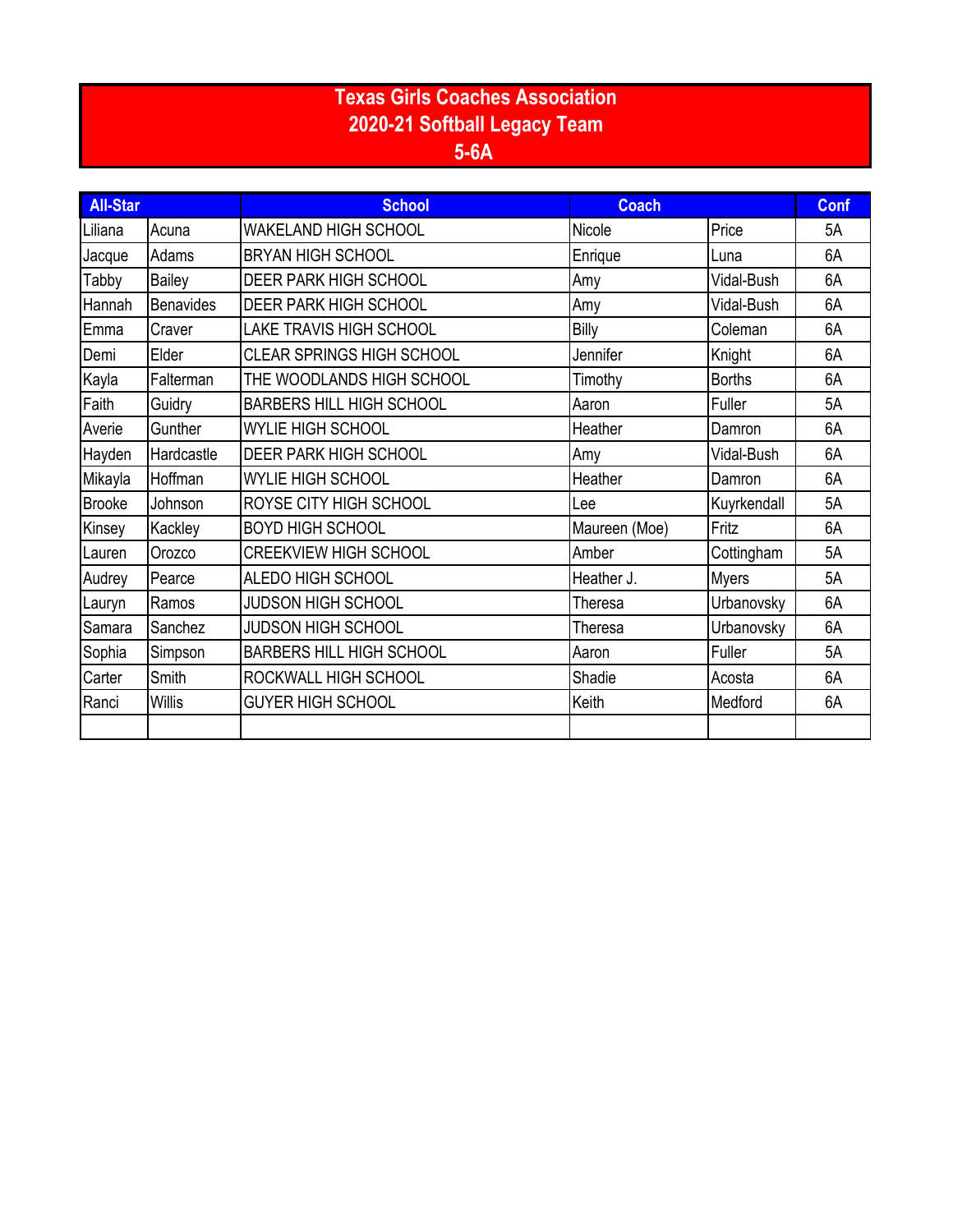# Texas Girls Coaches Association
## 2020-21 Softball Legacy Team
## 5-6A

| All-Star | | School | Coach | | Conf |
|---|---|---|---|---|---|
| Liliana | Acuna | WAKELAND HIGH SCHOOL | Nicole | Price | 5A |
| Jacque | Adams | BRYAN HIGH SCHOOL | Enrique | Luna | 6A |
| Tabby | Bailey | DEER PARK HIGH SCHOOL | Amy | Vidal-Bush | 6A |
| Hannah | Benavides | DEER PARK HIGH SCHOOL | Amy | Vidal-Bush | 6A |
| Emma | Craver | LAKE TRAVIS HIGH SCHOOL | Billy | Coleman | 6A |
| Demi | Elder | CLEAR SPRINGS HIGH SCHOOL | Jennifer | Knight | 6A |
| Kayla | Falterman | THE WOODLANDS HIGH SCHOOL | Timothy | Borths | 6A |
| Faith | Guidry | BARBERS HILL HIGH SCHOOL | Aaron | Fuller | 5A |
| Averie | Gunther | WYLIE HIGH SCHOOL | Heather | Damron | 6A |
| Hayden | Hardcastle | DEER PARK HIGH SCHOOL | Amy | Vidal-Bush | 6A |
| Mikayla | Hoffman | WYLIE HIGH SCHOOL | Heather | Damron | 6A |
| Brooke | Johnson | ROYSE CITY HIGH SCHOOL | Lee | Kuyrkendall | 5A |
| Kinsey | Kackley | BOYD HIGH SCHOOL | Maureen (Moe) | Fritz | 6A |
| Lauren | Orozco | CREEKVIEW HIGH SCHOOL | Amber | Cottingham | 5A |
| Audrey | Pearce | ALEDO HIGH SCHOOL | Heather J. | Myers | 5A |
| Lauryn | Ramos | JUDSON HIGH SCHOOL | Theresa | Urbanovsky | 6A |
| Samara | Sanchez | JUDSON HIGH SCHOOL | Theresa | Urbanovsky | 6A |
| Sophia | Simpson | BARBERS HILL HIGH SCHOOL | Aaron | Fuller | 5A |
| Carter | Smith | ROCKWALL HIGH SCHOOL | Shadie | Acosta | 6A |
| Ranci | Willis | GUYER HIGH SCHOOL | Keith | Medford | 6A |
| | | | | | |